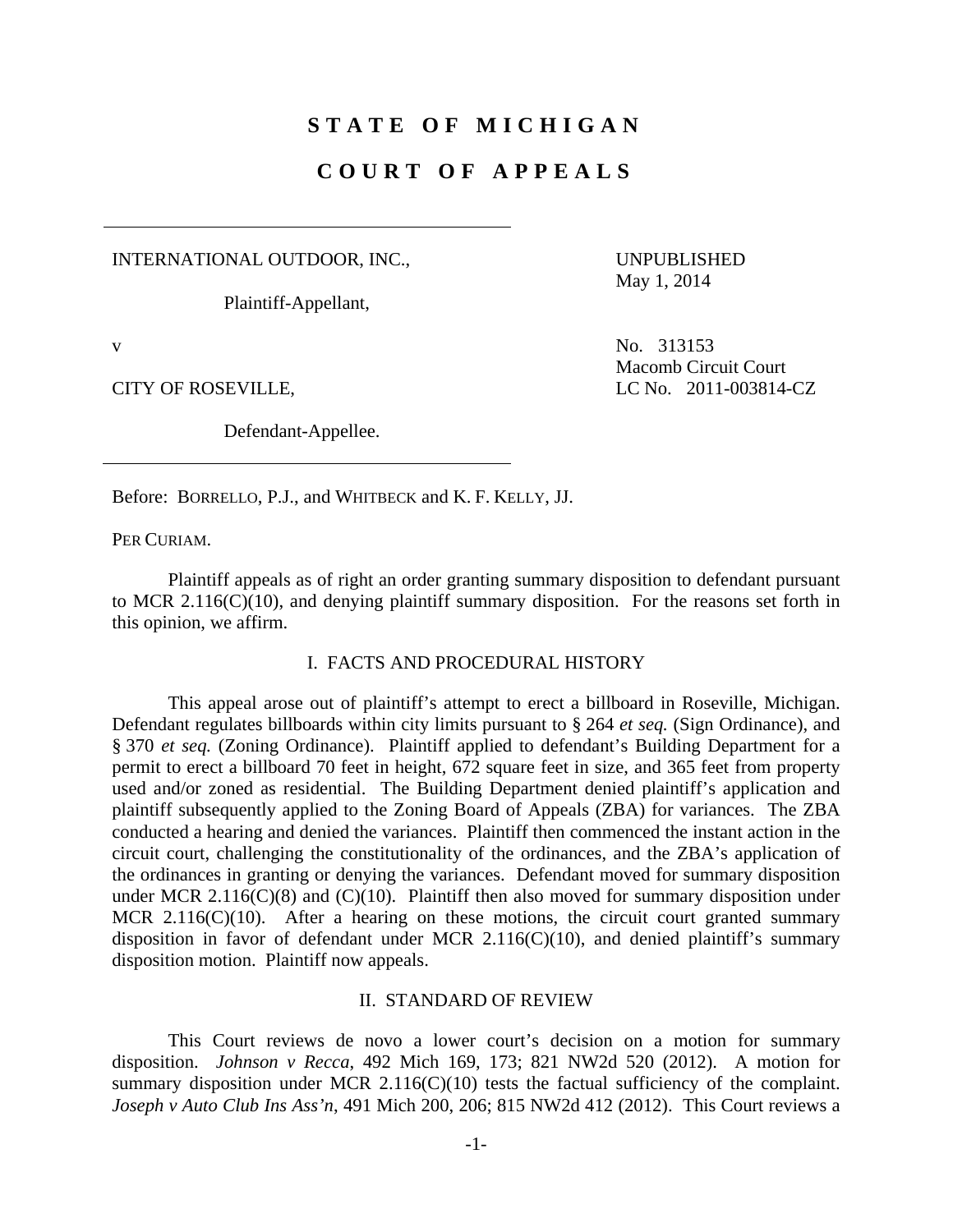# STATE OF MICHIGAN

# COURT OF APPEALS

INTERNATIONAL OUTDOOR, INC.,

Plaintiff-Appellant,

v

CITY OF ROSEVILLE,

Defendant-Appellee.

UNPUBLISHED
May 1, 2014

No. 313153
Macomb Circuit Court
LC No. 2011-003814-CZ

Before: BORRELLO, P.J., and WHITBECK and K. F. KELLY, JJ.

PER CURIAM.

Plaintiff appeals as of right an order granting summary disposition to defendant pursuant to MCR 2.116(C)(10), and denying plaintiff summary disposition. For the reasons set forth in this opinion, we affirm.

## I. FACTS AND PROCEDURAL HISTORY

This appeal arose out of plaintiff's attempt to erect a billboard in Roseville, Michigan. Defendant regulates billboards within city limits pursuant to § 264 *et seq.* (Sign Ordinance), and § 370 *et seq.* (Zoning Ordinance). Plaintiff applied to defendant's Building Department for a permit to erect a billboard 70 feet in height, 672 square feet in size, and 365 feet from property used and/or zoned as residential. The Building Department denied plaintiff's application and plaintiff subsequently applied to the Zoning Board of Appeals (ZBA) for variances. The ZBA conducted a hearing and denied the variances. Plaintiff then commenced the instant action in the circuit court, challenging the constitutionality of the ordinances, and the ZBA's application of the ordinances in granting or denying the variances. Defendant moved for summary disposition under MCR 2.116(C)(8) and (C)(10). Plaintiff then also moved for summary disposition under MCR 2.116(C)(10). After a hearing on these motions, the circuit court granted summary disposition in favor of defendant under MCR 2.116(C)(10), and denied plaintiff's summary disposition motion. Plaintiff now appeals.

## II. STANDARD OF REVIEW

This Court reviews de novo a lower court's decision on a motion for summary disposition. *Johnson v Recca*, 492 Mich 169, 173; 821 NW2d 520 (2012). A motion for summary disposition under MCR 2.116(C)(10) tests the factual sufficiency of the complaint. *Joseph v Auto Club Ins Ass'n*, 491 Mich 200, 206; 815 NW2d 412 (2012). This Court reviews a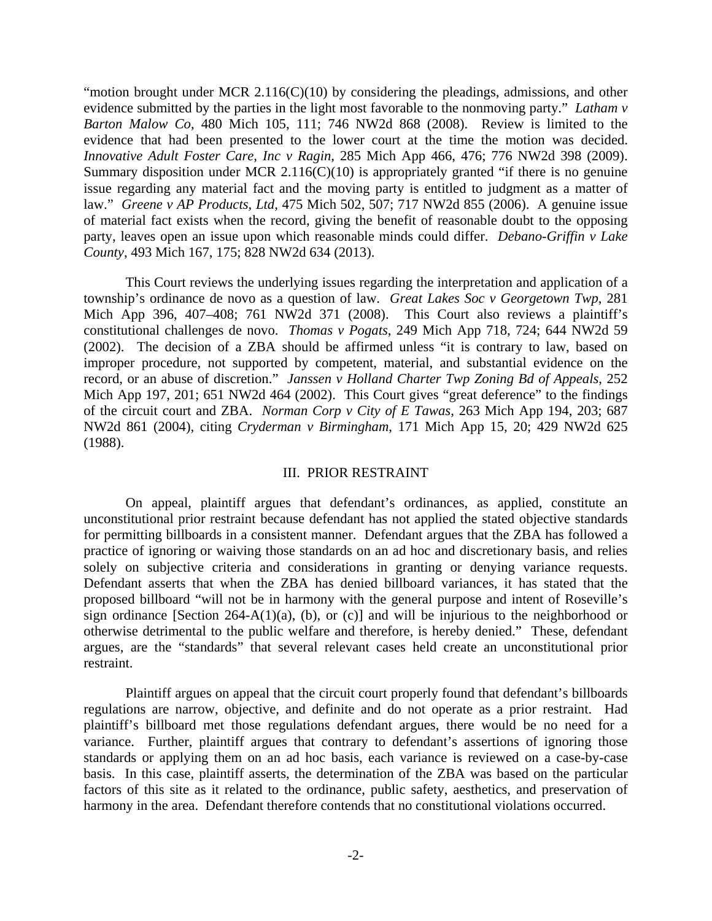"motion brought under MCR 2.116(C)(10) by considering the pleadings, admissions, and other evidence submitted by the parties in the light most favorable to the nonmoving party." *Latham v Barton Malow Co*, 480 Mich 105, 111; 746 NW2d 868 (2008). Review is limited to the evidence that had been presented to the lower court at the time the motion was decided. *Innovative Adult Foster Care, Inc v Ragin*, 285 Mich App 466, 476; 776 NW2d 398 (2009). Summary disposition under MCR 2.116(C)(10) is appropriately granted "if there is no genuine issue regarding any material fact and the moving party is entitled to judgment as a matter of law." *Greene v AP Products, Ltd*, 475 Mich 502, 507; 717 NW2d 855 (2006). A genuine issue of material fact exists when the record, giving the benefit of reasonable doubt to the opposing party, leaves open an issue upon which reasonable minds could differ. *Debano-Griffin v Lake County*, 493 Mich 167, 175; 828 NW2d 634 (2013).

This Court reviews the underlying issues regarding the interpretation and application of a township's ordinance de novo as a question of law. *Great Lakes Soc v Georgetown Twp*, 281 Mich App 396, 407–408; 761 NW2d 371 (2008). This Court also reviews a plaintiff's constitutional challenges de novo. *Thomas v Pogats*, 249 Mich App 718, 724; 644 NW2d 59 (2002). The decision of a ZBA should be affirmed unless "it is contrary to law, based on improper procedure, not supported by competent, material, and substantial evidence on the record, or an abuse of discretion." *Janssen v Holland Charter Twp Zoning Bd of Appeals*, 252 Mich App 197, 201; 651 NW2d 464 (2002). This Court gives "great deference" to the findings of the circuit court and ZBA. *Norman Corp v City of E Tawas*, 263 Mich App 194, 203; 687 NW2d 861 (2004), citing *Cryderman v Birmingham*, 171 Mich App 15, 20; 429 NW2d 625 (1988).

## III. PRIOR RESTRAINT

On appeal, plaintiff argues that defendant's ordinances, as applied, constitute an unconstitutional prior restraint because defendant has not applied the stated objective standards for permitting billboards in a consistent manner. Defendant argues that the ZBA has followed a practice of ignoring or waiving those standards on an ad hoc and discretionary basis, and relies solely on subjective criteria and considerations in granting or denying variance requests. Defendant asserts that when the ZBA has denied billboard variances, it has stated that the proposed billboard "will not be in harmony with the general purpose and intent of Roseville's sign ordinance [Section 264-A(1)(a), (b), or (c)] and will be injurious to the neighborhood or otherwise detrimental to the public welfare and therefore, is hereby denied." These, defendant argues, are the "standards" that several relevant cases held create an unconstitutional prior restraint.

Plaintiff argues on appeal that the circuit court properly found that defendant's billboards regulations are narrow, objective, and definite and do not operate as a prior restraint. Had plaintiff's billboard met those regulations defendant argues, there would be no need for a variance. Further, plaintiff argues that contrary to defendant's assertions of ignoring those standards or applying them on an ad hoc basis, each variance is reviewed on a case-by-case basis. In this case, plaintiff asserts, the determination of the ZBA was based on the particular factors of this site as it related to the ordinance, public safety, aesthetics, and preservation of harmony in the area. Defendant therefore contends that no constitutional violations occurred.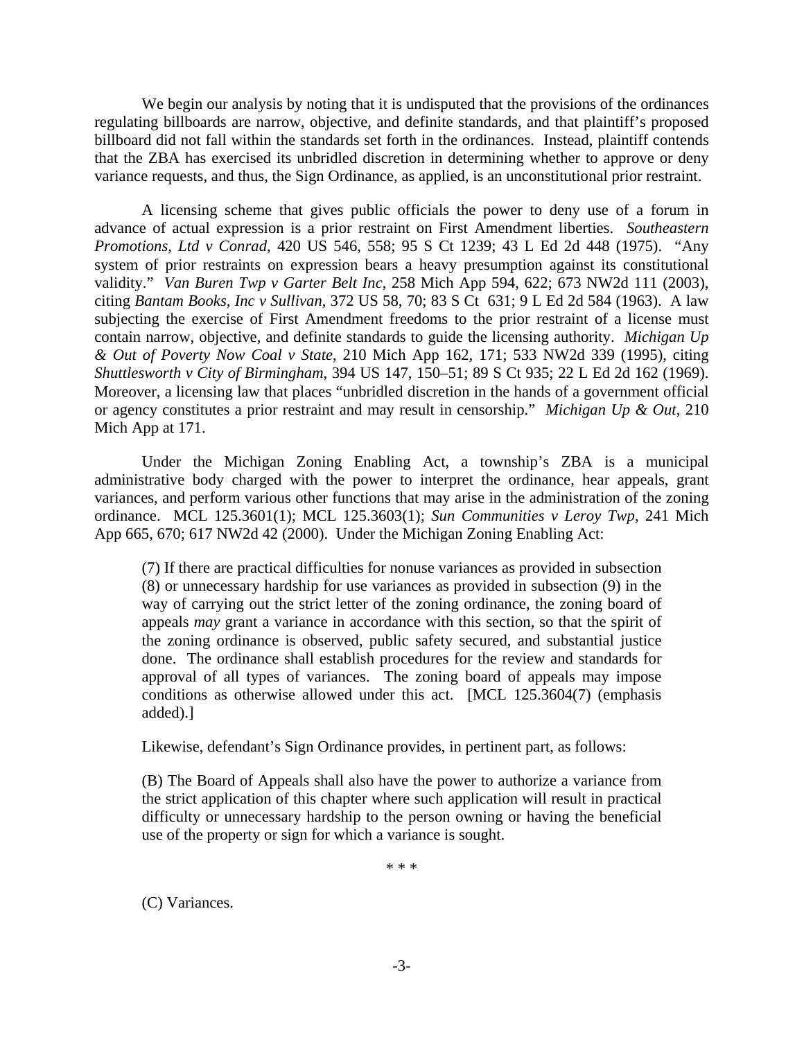We begin our analysis by noting that it is undisputed that the provisions of the ordinances regulating billboards are narrow, objective, and definite standards, and that plaintiff's proposed billboard did not fall within the standards set forth in the ordinances. Instead, plaintiff contends that the ZBA has exercised its unbridled discretion in determining whether to approve or deny variance requests, and thus, the Sign Ordinance, as applied, is an unconstitutional prior restraint.

A licensing scheme that gives public officials the power to deny use of a forum in advance of actual expression is a prior restraint on First Amendment liberties. *Southeastern Promotions, Ltd v Conrad*, 420 US 546, 558; 95 S Ct 1239; 43 L Ed 2d 448 (1975). "Any system of prior restraints on expression bears a heavy presumption against its constitutional validity." *Van Buren Twp v Garter Belt Inc*, 258 Mich App 594, 622; 673 NW2d 111 (2003), citing *Bantam Books, Inc v Sullivan*, 372 US 58, 70; 83 S Ct 631; 9 L Ed 2d 584 (1963). A law subjecting the exercise of First Amendment freedoms to the prior restraint of a license must contain narrow, objective, and definite standards to guide the licensing authority. *Michigan Up & Out of Poverty Now Coal v State*, 210 Mich App 162, 171; 533 NW2d 339 (1995), citing *Shuttlesworth v City of Birmingham*, 394 US 147, 150–51; 89 S Ct 935; 22 L Ed 2d 162 (1969). Moreover, a licensing law that places "unbridled discretion in the hands of a government official or agency constitutes a prior restraint and may result in censorship." *Michigan Up & Out*, 210 Mich App at 171.

Under the Michigan Zoning Enabling Act, a township's ZBA is a municipal administrative body charged with the power to interpret the ordinance, hear appeals, grant variances, and perform various other functions that may arise in the administration of the zoning ordinance. MCL 125.3601(1); MCL 125.3603(1); *Sun Communities v Leroy Twp*, 241 Mich App 665, 670; 617 NW2d 42 (2000). Under the Michigan Zoning Enabling Act:

> (7) If there are practical difficulties for nonuse variances as provided in subsection (8) or unnecessary hardship for use variances as provided in subsection (9) in the way of carrying out the strict letter of the zoning ordinance, the zoning board of appeals *may* grant a variance in accordance with this section, so that the spirit of the zoning ordinance is observed, public safety secured, and substantial justice done. The ordinance shall establish procedures for the review and standards for approval of all types of variances. The zoning board of appeals may impose conditions as otherwise allowed under this act. [MCL 125.3604(7) (emphasis added).]

Likewise, defendant's Sign Ordinance provides, in pertinent part, as follows:

> (B) The Board of Appeals shall also have the power to authorize a variance from the strict application of this chapter where such application will result in practical difficulty or unnecessary hardship to the person owning or having the beneficial use of the property or sign for which a variance is sought.
>
> \* \* \*
>
> (C) Variances.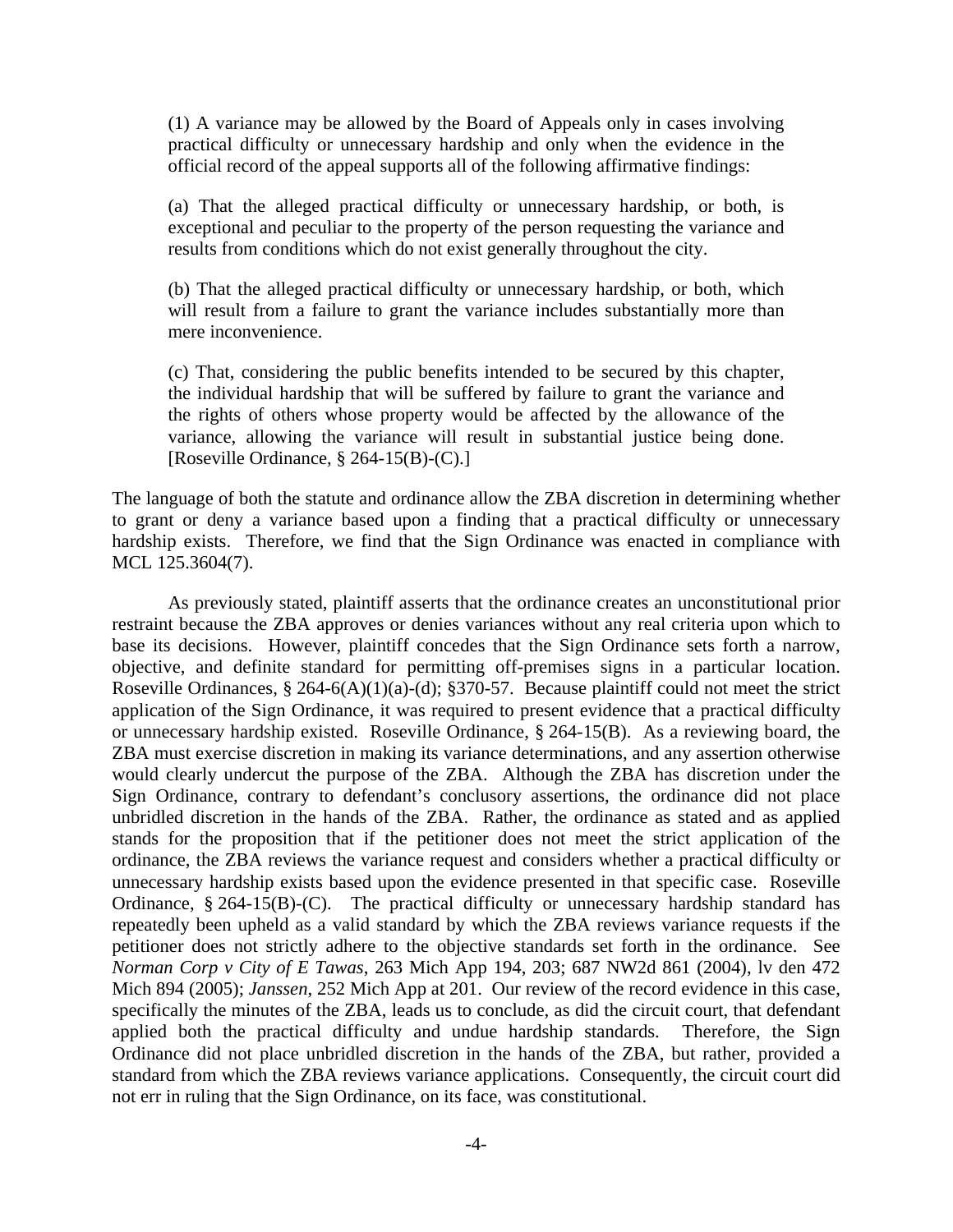> (1) A variance may be allowed by the Board of Appeals only in cases involving practical difficulty or unnecessary hardship and only when the evidence in the official record of the appeal supports all of the following affirmative findings:
>
> (a) That the alleged practical difficulty or unnecessary hardship, or both, is exceptional and peculiar to the property of the person requesting the variance and results from conditions which do not exist generally throughout the city.
>
> (b) That the alleged practical difficulty or unnecessary hardship, or both, which will result from a failure to grant the variance includes substantially more than mere inconvenience.
>
> (c) That, considering the public benefits intended to be secured by this chapter, the individual hardship that will be suffered by failure to grant the variance and the rights of others whose property would be affected by the allowance of the variance, allowing the variance will result in substantial justice being done. [Roseville Ordinance, § 264-15(B)-(C).]

The language of both the statute and ordinance allow the ZBA discretion in determining whether to grant or deny a variance based upon a finding that a practical difficulty or unnecessary hardship exists. Therefore, we find that the Sign Ordinance was enacted in compliance with MCL 125.3604(7).

As previously stated, plaintiff asserts that the ordinance creates an unconstitutional prior restraint because the ZBA approves or denies variances without any real criteria upon which to base its decisions. However, plaintiff concedes that the Sign Ordinance sets forth a narrow, objective, and definite standard for permitting off-premises signs in a particular location. Roseville Ordinances, § 264-6(A)(1)(a)-(d); §370-57. Because plaintiff could not meet the strict application of the Sign Ordinance, it was required to present evidence that a practical difficulty or unnecessary hardship existed. Roseville Ordinance, § 264-15(B). As a reviewing board, the ZBA must exercise discretion in making its variance determinations, and any assertion otherwise would clearly undercut the purpose of the ZBA. Although the ZBA has discretion under the Sign Ordinance, contrary to defendant's conclusory assertions, the ordinance did not place unbridled discretion in the hands of the ZBA. Rather, the ordinance as stated and as applied stands for the proposition that if the petitioner does not meet the strict application of the ordinance, the ZBA reviews the variance request and considers whether a practical difficulty or unnecessary hardship exists based upon the evidence presented in that specific case. Roseville Ordinance, § 264-15(B)-(C). The practical difficulty or unnecessary hardship standard has repeatedly been upheld as a valid standard by which the ZBA reviews variance requests if the petitioner does not strictly adhere to the objective standards set forth in the ordinance. See *Norman Corp v City of E Tawas*, 263 Mich App 194, 203; 687 NW2d 861 (2004), lv den 472 Mich 894 (2005); *Janssen*, 252 Mich App at 201. Our review of the record evidence in this case, specifically the minutes of the ZBA, leads us to conclude, as did the circuit court, that defendant applied both the practical difficulty and undue hardship standards. Therefore, the Sign Ordinance did not place unbridled discretion in the hands of the ZBA, but rather, provided a standard from which the ZBA reviews variance applications. Consequently, the circuit court did not err in ruling that the Sign Ordinance, on its face, was constitutional.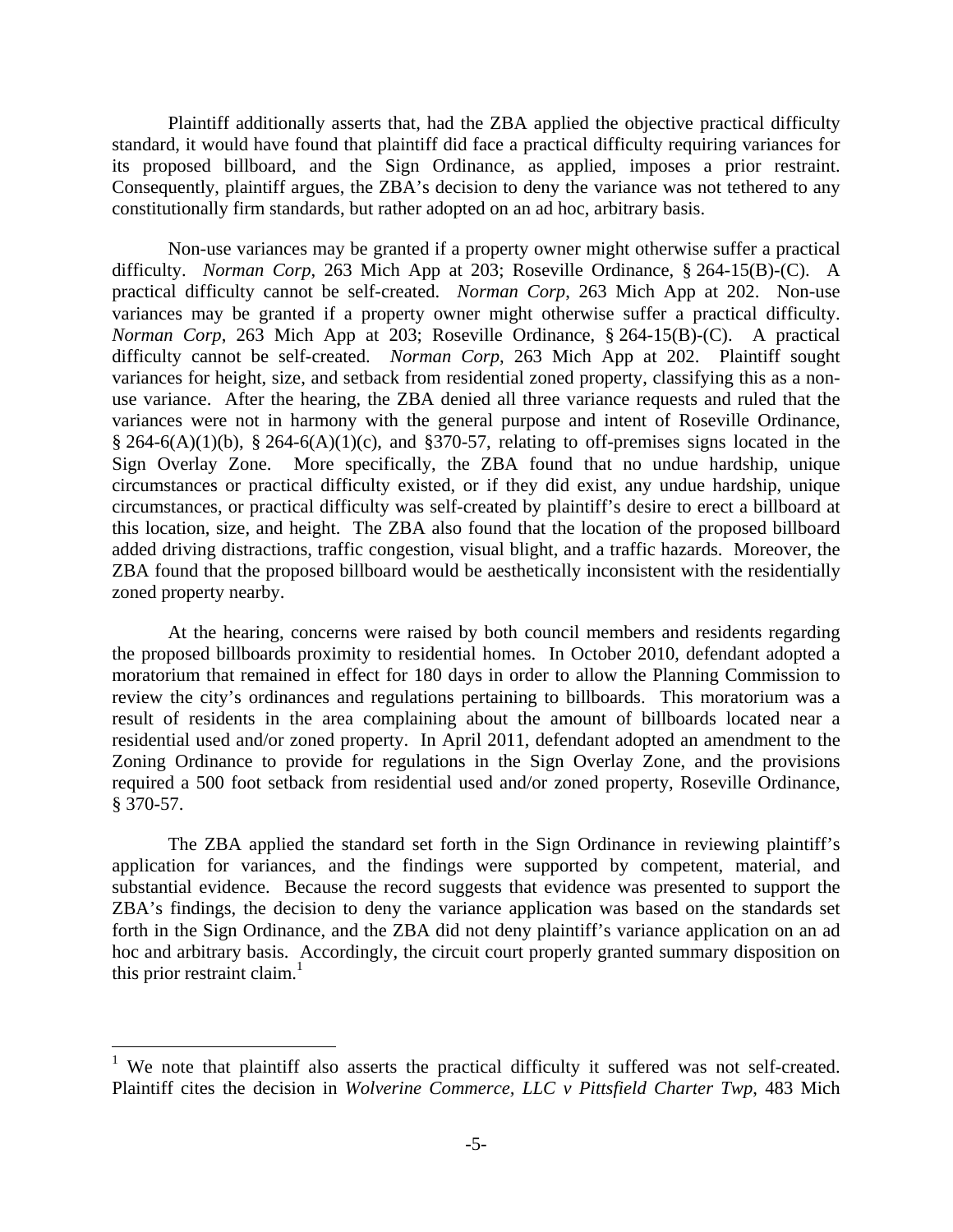Plaintiff additionally asserts that, had the ZBA applied the objective practical difficulty standard, it would have found that plaintiff did face a practical difficulty requiring variances for its proposed billboard, and the Sign Ordinance, as applied, imposes a prior restraint. Consequently, plaintiff argues, the ZBA's decision to deny the variance was not tethered to any constitutionally firm standards, but rather adopted on an ad hoc, arbitrary basis.

Non-use variances may be granted if a property owner might otherwise suffer a practical difficulty. *Norman Corp*, 263 Mich App at 203; Roseville Ordinance, § 264-15(B)-(C). A practical difficulty cannot be self-created. *Norman Corp*, 263 Mich App at 202. Non-use variances may be granted if a property owner might otherwise suffer a practical difficulty. *Norman Corp*, 263 Mich App at 203; Roseville Ordinance, § 264-15(B)-(C). A practical difficulty cannot be self-created. *Norman Corp*, 263 Mich App at 202. Plaintiff sought variances for height, size, and setback from residential zoned property, classifying this as a non-use variance. After the hearing, the ZBA denied all three variance requests and ruled that the variances were not in harmony with the general purpose and intent of Roseville Ordinance, § 264-6(A)(1)(b), § 264-6(A)(1)(c), and §370-57, relating to off-premises signs located in the Sign Overlay Zone. More specifically, the ZBA found that no undue hardship, unique circumstances or practical difficulty existed, or if they did exist, any undue hardship, unique circumstances, or practical difficulty was self-created by plaintiff's desire to erect a billboard at this location, size, and height. The ZBA also found that the location of the proposed billboard added driving distractions, traffic congestion, visual blight, and a traffic hazards. Moreover, the ZBA found that the proposed billboard would be aesthetically inconsistent with the residentially zoned property nearby.

At the hearing, concerns were raised by both council members and residents regarding the proposed billboards proximity to residential homes. In October 2010, defendant adopted a moratorium that remained in effect for 180 days in order to allow the Planning Commission to review the city's ordinances and regulations pertaining to billboards. This moratorium was a result of residents in the area complaining about the amount of billboards located near a residential used and/or zoned property. In April 2011, defendant adopted an amendment to the Zoning Ordinance to provide for regulations in the Sign Overlay Zone, and the provisions required a 500 foot setback from residential used and/or zoned property, Roseville Ordinance, § 370-57.

The ZBA applied the standard set forth in the Sign Ordinance in reviewing plaintiff's application for variances, and the findings were supported by competent, material, and substantial evidence. Because the record suggests that evidence was presented to support the ZBA's findings, the decision to deny the variance application was based on the standards set forth in the Sign Ordinance, and the ZBA did not deny plaintiff's variance application on an ad hoc and arbitrary basis. Accordingly, the circuit court properly granted summary disposition on this prior restraint claim.[1]

---

[1] We note that plaintiff also asserts the practical difficulty it suffered was not self-created. Plaintiff cites the decision in *Wolverine Commerce, LLC v Pittsfield Charter Twp*, 483 Mich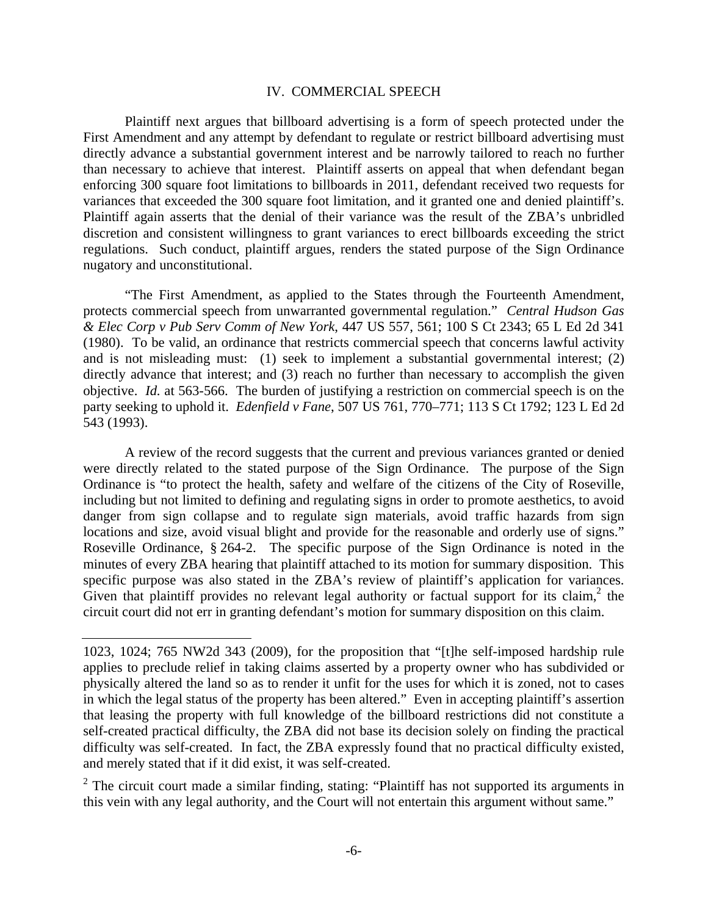## IV. COMMERCIAL SPEECH

Plaintiff next argues that billboard advertising is a form of speech protected under the First Amendment and any attempt by defendant to regulate or restrict billboard advertising must directly advance a substantial government interest and be narrowly tailored to reach no further than necessary to achieve that interest. Plaintiff asserts on appeal that when defendant began enforcing 300 square foot limitations to billboards in 2011, defendant received two requests for variances that exceeded the 300 square foot limitation, and it granted one and denied plaintiff's. Plaintiff again asserts that the denial of their variance was the result of the ZBA's unbridled discretion and consistent willingness to grant variances to erect billboards exceeding the strict regulations. Such conduct, plaintiff argues, renders the stated purpose of the Sign Ordinance nugatory and unconstitutional.

"The First Amendment, as applied to the States through the Fourteenth Amendment, protects commercial speech from unwarranted governmental regulation." *Central Hudson Gas & Elec Corp v Pub Serv Comm of New York*, 447 US 557, 561; 100 S Ct 2343; 65 L Ed 2d 341 (1980). To be valid, an ordinance that restricts commercial speech that concerns lawful activity and is not misleading must: (1) seek to implement a substantial governmental interest; (2) directly advance that interest; and (3) reach no further than necessary to accomplish the given objective. *Id.* at 563-566. The burden of justifying a restriction on commercial speech is on the party seeking to uphold it. *Edenfield v Fane*, 507 US 761, 770–771; 113 S Ct 1792; 123 L Ed 2d 543 (1993).

A review of the record suggests that the current and previous variances granted or denied were directly related to the stated purpose of the Sign Ordinance. The purpose of the Sign Ordinance is "to protect the health, safety and welfare of the citizens of the City of Roseville, including but not limited to defining and regulating signs in order to promote aesthetics, to avoid danger from sign collapse and to regulate sign materials, avoid traffic hazards from sign locations and size, avoid visual blight and provide for the reasonable and orderly use of signs." Roseville Ordinance, § 264-2. The specific purpose of the Sign Ordinance is noted in the minutes of every ZBA hearing that plaintiff attached to its motion for summary disposition. This specific purpose was also stated in the ZBA's review of plaintiff's application for variances. Given that plaintiff provides no relevant legal authority or factual support for its claim,[2] the circuit court did not err in granting defendant's motion for summary disposition on this claim.

---

1023, 1024; 765 NW2d 343 (2009), for the proposition that "[t]he self-imposed hardship rule applies to preclude relief in taking claims asserted by a property owner who has subdivided or physically altered the land so as to render it unfit for the uses for which it is zoned, not to cases in which the legal status of the property has been altered." Even in accepting plaintiff's assertion that leasing the property with full knowledge of the billboard restrictions did not constitute a self-created practical difficulty, the ZBA did not base its decision solely on finding the practical difficulty was self-created. In fact, the ZBA expressly found that no practical difficulty existed, and merely stated that if it did exist, it was self-created.

[2] The circuit court made a similar finding, stating: "Plaintiff has not supported its arguments in this vein with any legal authority, and the Court will not entertain this argument without same."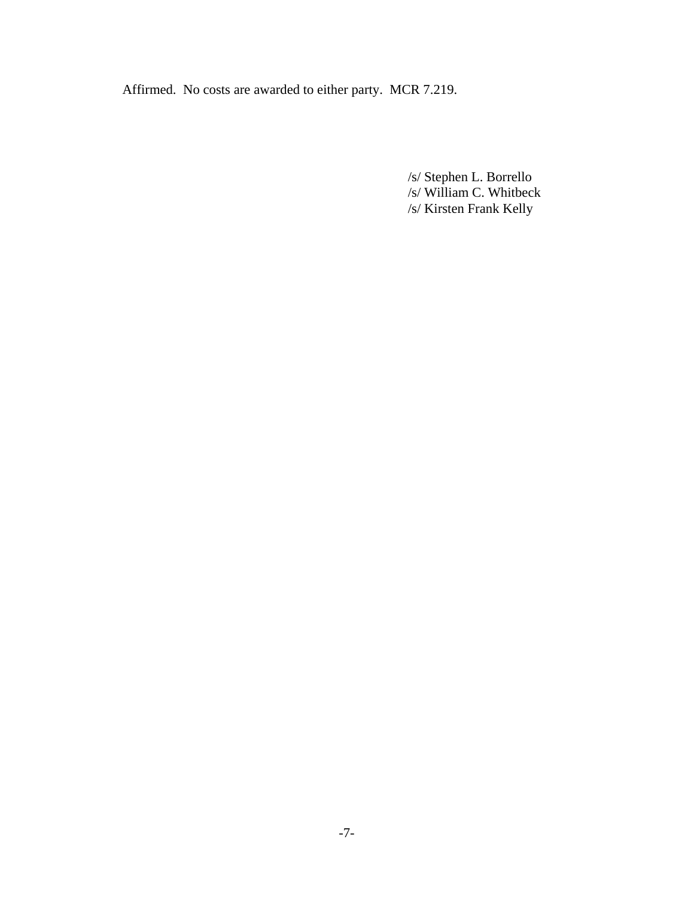Affirmed. No costs are awarded to either party. MCR 7.219.

/s/ Stephen L. Borrello
/s/ William C. Whitbeck
/s/ Kirsten Frank Kelly